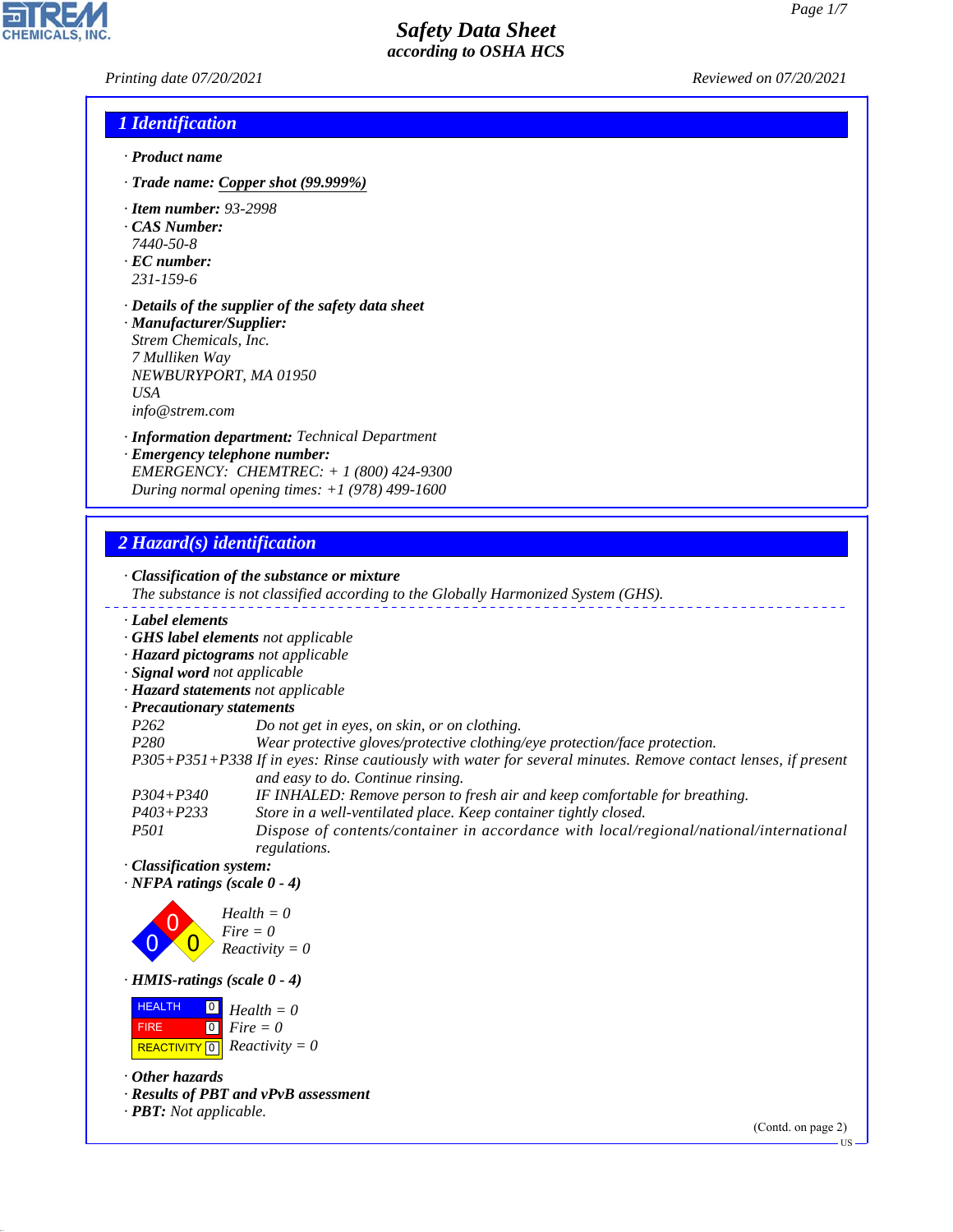# Safety Data Sheet
## according to OSHA HCS

Printing date 07/20/2021 Reviewed on 07/20/2021

## 1 Identification

· **Product name**

· **Trade name:** Copper shot (99.999%)

· **Item number:** 93-2998

· **CAS Number:**
7440-50-8

· **EC number:**
231-159-6

· **Details of the supplier of the safety data sheet**

· **Manufacturer/Supplier:**
Strem Chemicals, Inc.
7 Mulliken Way
NEWBURYPORT, MA 01950
USA
info@strem.com

· **Information department:** Technical Department

· **Emergency telephone number:**
EMERGENCY: CHEMTREC: + 1 (800) 424-9300
During normal opening times: +1 (978) 499-1600

## 2 Hazard(s) identification

· **Classification of the substance or mixture**
The substance is not classified according to the Globally Harmonized System (GHS).

· **Label elements**

· **GHS label elements** not applicable

· **Hazard pictograms** not applicable

· **Signal word** not applicable

· **Hazard statements** not applicable

· **Precautionary statements**

| | |
|---|---|
| P262 | Do not get in eyes, on skin, or on clothing. |
| P280 | Wear protective gloves/protective clothing/eye protection/face protection. |
| P305+P351+P338 | If in eyes: Rinse cautiously with water for several minutes. Remove contact lenses, if present and easy to do. Continue rinsing. |
| P304+P340 | IF INHALED: Remove person to fresh air and keep comfortable for breathing. |
| P403+P233 | Store in a well-ventilated place. Keep container tightly closed. |
| P501 | Dispose of contents/container in accordance with local/regional/national/international regulations. |

· **Classification system:**

· **NFPA ratings (scale 0 - 4)**

Health = 0
Fire = 0
Reactivity = 0

· **HMIS-ratings (scale 0 - 4)**

| | | |
|---|---|---|
| HEALTH | 0 | Health = 0 |
| FIRE | 0 | Fire = 0 |
| REACTIVITY | 0 | Reactivity = 0 |

· **Other hazards**

· **Results of PBT and vPvB assessment**

· **PBT:** Not applicable.

(Contd. on page 2)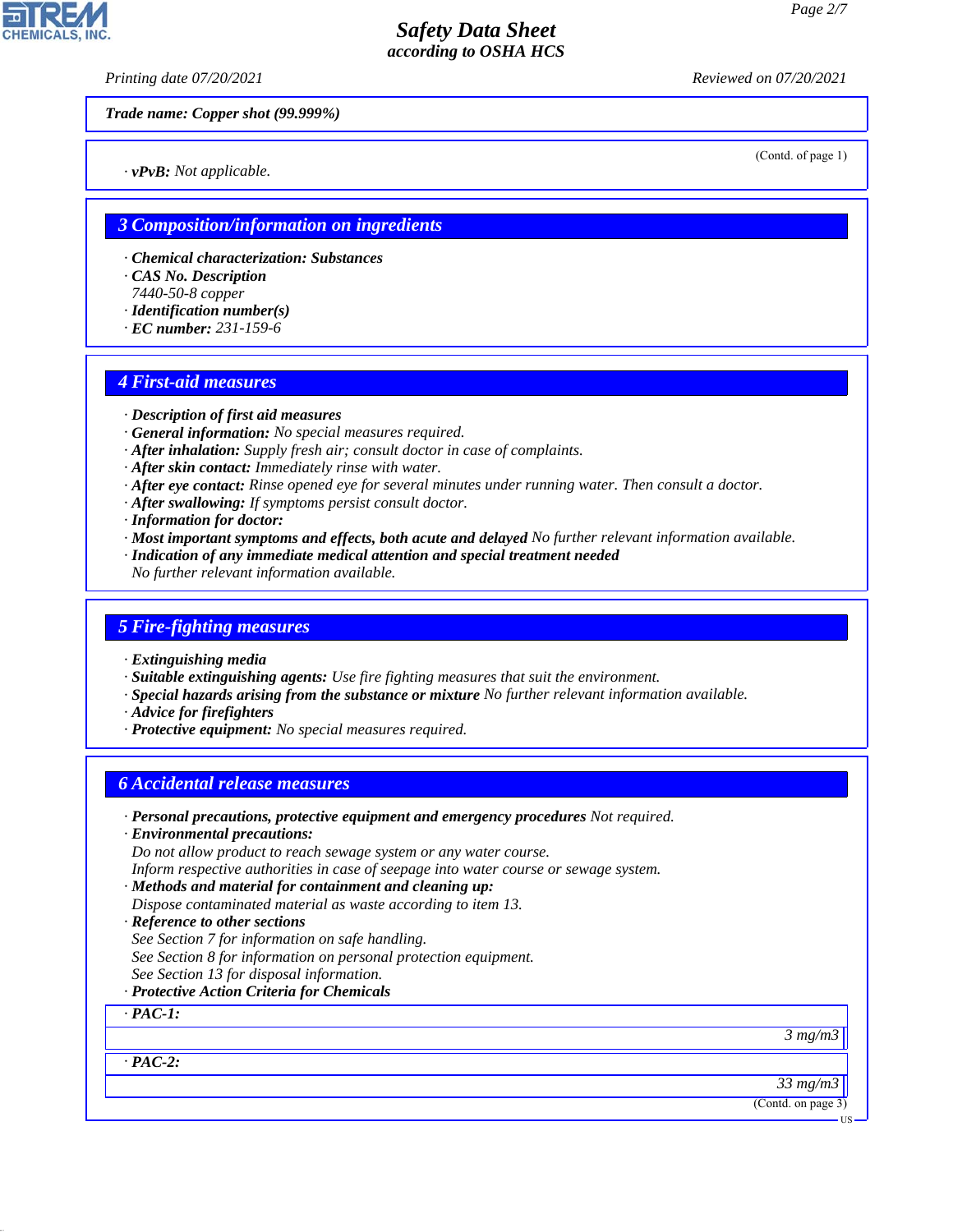*Trade name:* ***Copper shot (99.999%)***

(Contd. of page 1)

· ***vPvB:*** *Not applicable.*

## 3 Composition/information on ingredients

· ***Chemical characterization: Substances***
· ***CAS No. Description***
*7440-50-8 copper*
· ***Identification number(s)***
· ***EC number:*** *231-159-6*

## 4 First-aid measures

· ***Description of first aid measures***
· ***General information:*** *No special measures required.*
· ***After inhalation:*** *Supply fresh air; consult doctor in case of complaints.*
· ***After skin contact:*** *Immediately rinse with water.*
· ***After eye contact:*** *Rinse opened eye for several minutes under running water. Then consult a doctor.*
· ***After swallowing:*** *If symptoms persist consult doctor.*
· ***Information for doctor:***
· ***Most important symptoms and effects, both acute and delayed*** *No further relevant information available.*
· ***Indication of any immediate medical attention and special treatment needed***
*No further relevant information available.*

## 5 Fire-fighting measures

· ***Extinguishing media***
· ***Suitable extinguishing agents:*** *Use fire fighting measures that suit the environment.*
· ***Special hazards arising from the substance or mixture*** *No further relevant information available.*
· ***Advice for firefighters***
· ***Protective equipment:*** *No special measures required.*

## 6 Accidental release measures

· ***Personal precautions, protective equipment and emergency procedures*** *Not required.*
· ***Environmental precautions:***
*Do not allow product to reach sewage system or any water course.*
*Inform respective authorities in case of seepage into water course or sewage system.*
· ***Methods and material for containment and cleaning up:***
*Dispose contaminated material as waste according to item 13.*
· ***Reference to other sections***
*See Section 7 for information on safe handling.*
*See Section 8 for information on personal protection equipment.*
*See Section 13 for disposal information.*
· ***Protective Action Criteria for Chemicals***

| · ***PAC-1:*** |
|---|
| *3 mg/m3* |

| · ***PAC-2:*** |
|---|
| *33 mg/m3* |

(Contd. on page 3)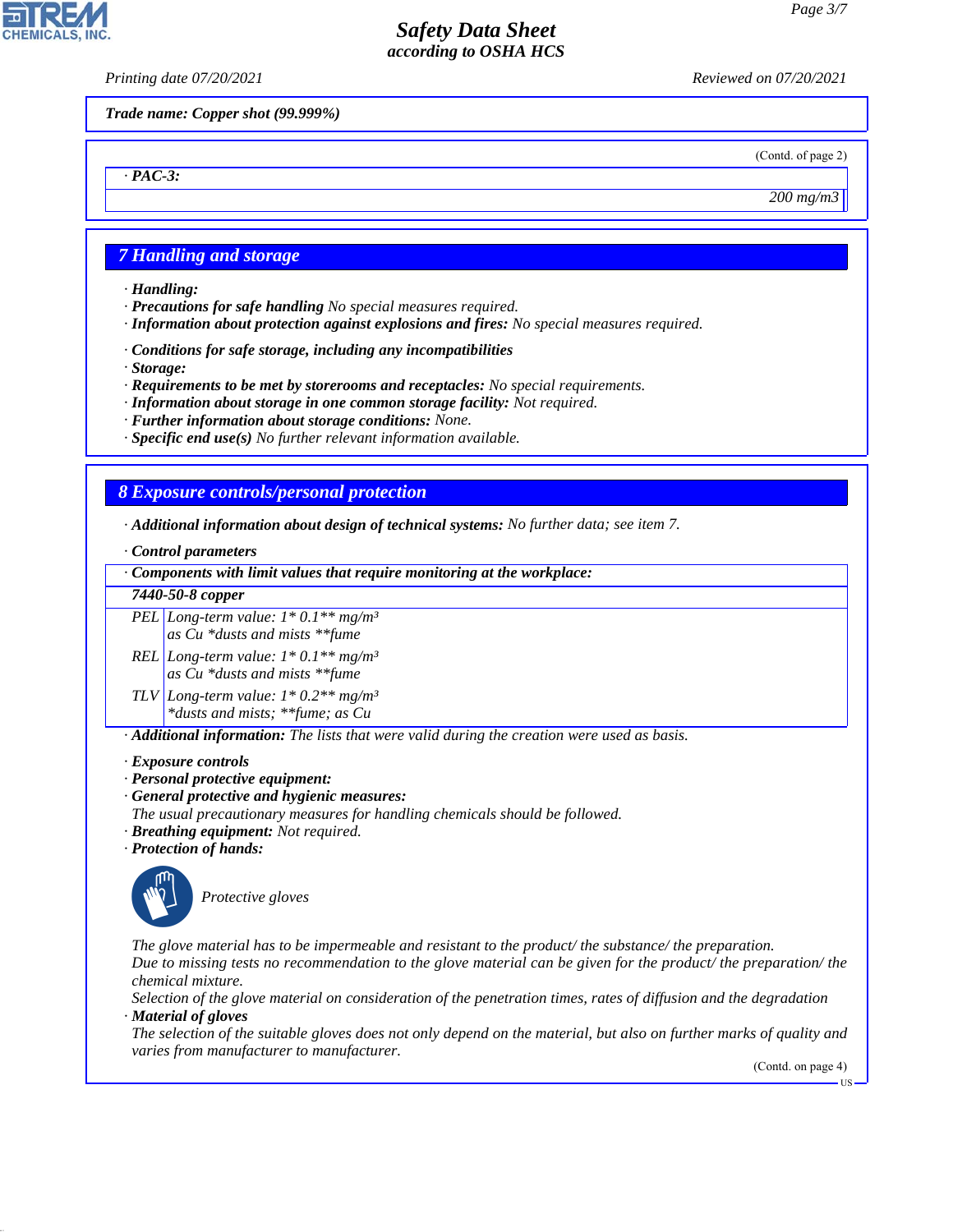Trade name: Copper shot (99.999%)

(Contd. of page 2)

| · PAC-3: |
|---|
| 200 mg/m3 |

## 7 Handling and storage

· **Handling:**
· **Precautions for safe handling** No special measures required.
· **Information about protection against explosions and fires:** No special measures required.

· **Conditions for safe storage, including any incompatibilities**
· **Storage:**
· **Requirements to be met by storerooms and receptacles:** No special requirements.
· **Information about storage in one common storage facility:** Not required.
· **Further information about storage conditions:** None.
· **Specific end use(s)** No further relevant information available.

## 8 Exposure controls/personal protection

· **Additional information about design of technical systems:** No further data; see item 7.

· **Control parameters**

| · Components with limit values that require monitoring at the workplace: | |
|---|---|
| **7440-50-8 copper** | |
| PEL | Long-term value: 1* 0.1** mg/m³<br>as Cu *dusts and mists **fume |
| REL | Long-term value: 1* 0.1** mg/m³<br>as Cu *dusts and mists **fume |
| TLV | Long-term value: 1* 0.2** mg/m³<br>*dusts and mists; **fume; as Cu |

· **Additional information:** The lists that were valid during the creation were used as basis.

· **Exposure controls**
· **Personal protective equipment:**
· **General protective and hygienic measures:**
The usual precautionary measures for handling chemicals should be followed.
· **Breathing equipment:** Not required.
· **Protection of hands:**

Protective gloves

The glove material has to be impermeable and resistant to the product/ the substance/ the preparation.
Due to missing tests no recommendation to the glove material can be given for the product/ the preparation/ the chemical mixture.
Selection of the glove material on consideration of the penetration times, rates of diffusion and the degradation
· **Material of gloves**
The selection of the suitable gloves does not only depend on the material, but also on further marks of quality and varies from manufacturer to manufacturer.

(Contd. on page 4)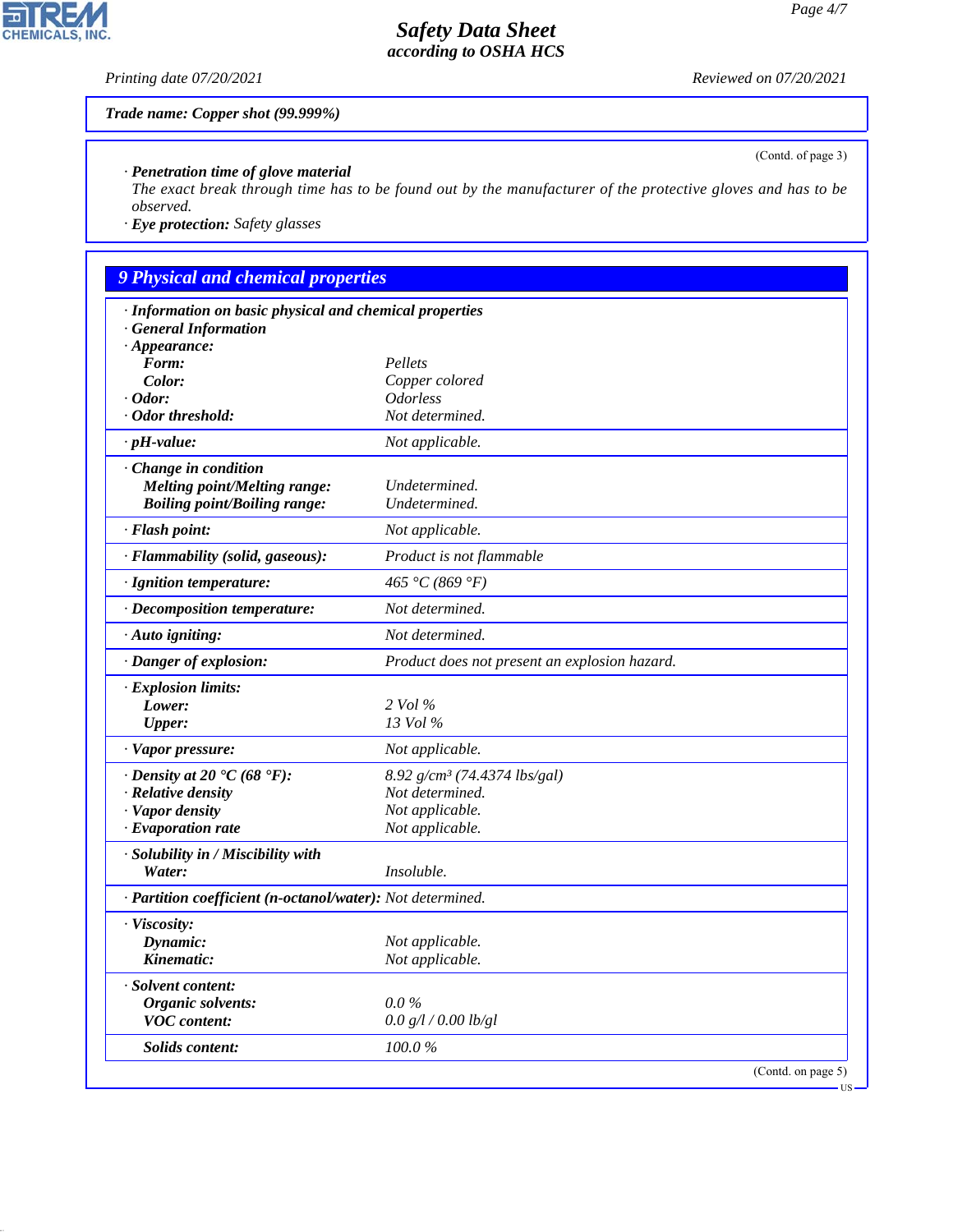**Trade name: Copper shot (99.999%)**

(Contd. of page 3)

· **Penetration time of glove material**
The exact break through time has to be found out by the manufacturer of the protective gloves and has to be observed.
· **Eye protection:** Safety glasses

## 9 Physical and chemical properties

· **Information on basic physical and chemical properties**
· **General Information**
· **Appearance:**

| | |
|---|---|
| **Form:** | Pellets |
| **Color:** | Copper colored |
| · **Odor:** | Odorless |
| · **Odor threshold:** | Not determined. |
| · **pH-value:** | Not applicable. |
| · **Change in condition** | |
| **Melting point/Melting range:** | Undetermined. |
| **Boiling point/Boiling range:** | Undetermined. |
| · **Flash point:** | Not applicable. |
| · **Flammability (solid, gaseous):** | Product is not flammable |
| · **Ignition temperature:** | 465 °C (869 °F) |
| · **Decomposition temperature:** | Not determined. |
| · **Auto igniting:** | Not determined. |
| · **Danger of explosion:** | Product does not present an explosion hazard. |
| · **Explosion limits:** | |
| **Lower:** | 2 Vol % |
| **Upper:** | 13 Vol % |
| · **Vapor pressure:** | Not applicable. |
| · **Density at 20 °C (68 °F):** | 8.92 g/cm³ (74.4374 lbs/gal) |
| · **Relative density** | Not determined. |
| · **Vapor density** | Not applicable. |
| · **Evaporation rate** | Not applicable. |
| · **Solubility in / Miscibility with** | |
| **Water:** | Insoluble. |
| · **Partition coefficient (n-octanol/water):** | Not determined. |
| · **Viscosity:** | |
| **Dynamic:** | Not applicable. |
| **Kinematic:** | Not applicable. |
| · **Solvent content:** | |
| **Organic solvents:** | 0.0 % |
| **VOC content:** | 0.0 g/l / 0.00 lb/gl |
| **Solids content:** | 100.0 % |

(Contd. on page 5)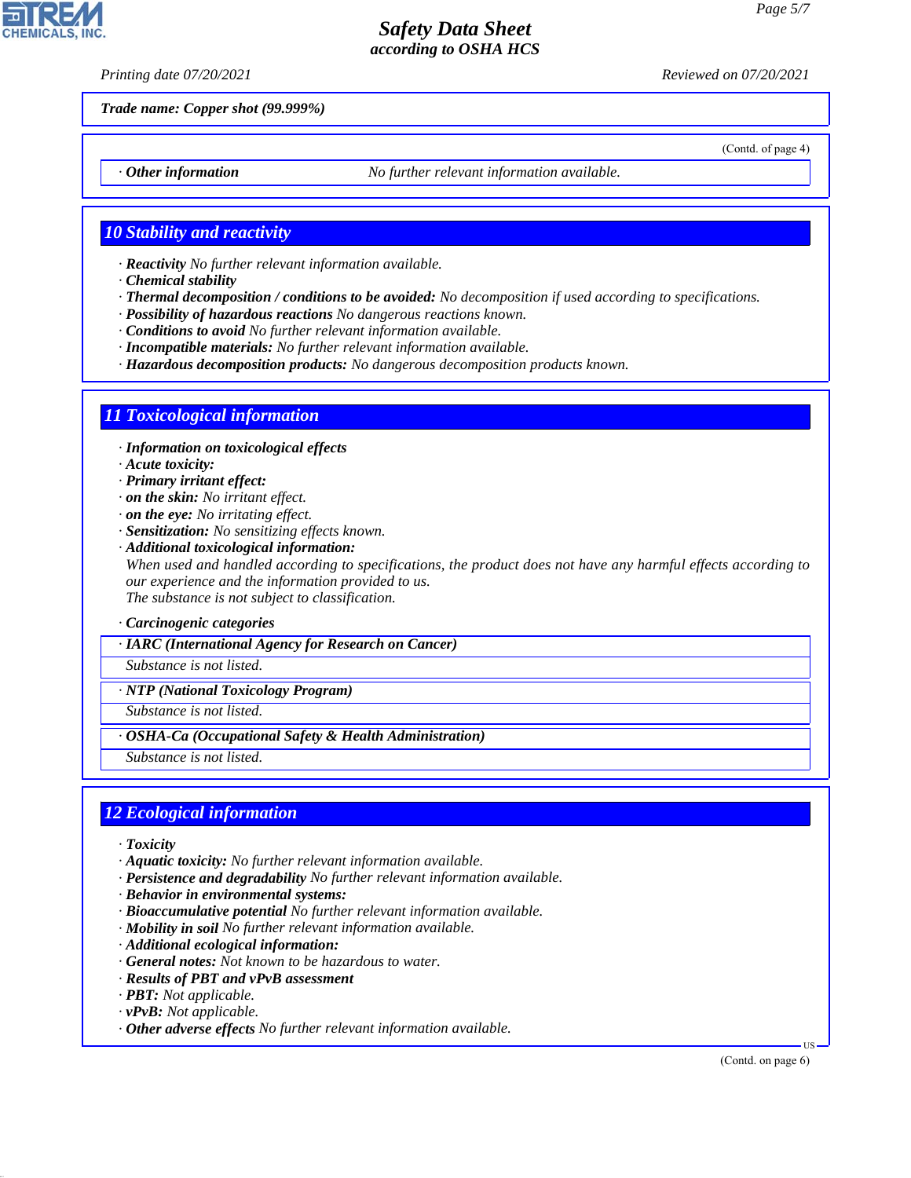Trade name: Copper shot (99.999%)

(Contd. of page 4)

· **Other information** No further relevant information available.

## 10 Stability and reactivity

· **Reactivity** No further relevant information available.
· **Chemical stability**
· **Thermal decomposition / conditions to be avoided:** No decomposition if used according to specifications.
· **Possibility of hazardous reactions** No dangerous reactions known.
· **Conditions to avoid** No further relevant information available.
· **Incompatible materials:** No further relevant information available.
· **Hazardous decomposition products:** No dangerous decomposition products known.

## 11 Toxicological information

· **Information on toxicological effects**
· **Acute toxicity:**
· **Primary irritant effect:**
· **on the skin:** No irritant effect.
· **on the eye:** No irritating effect.
· **Sensitization:** No sensitizing effects known.
· **Additional toxicological information:**
When used and handled according to specifications, the product does not have any harmful effects according to our experience and the information provided to us.
The substance is not subject to classification.

· **Carcinogenic categories**

· **IARC (International Agency for Research on Cancer)**
Substance is not listed.

· **NTP (National Toxicology Program)**
Substance is not listed.

· **OSHA-Ca (Occupational Safety & Health Administration)**
Substance is not listed.

## 12 Ecological information

· **Toxicity**
· **Aquatic toxicity:** No further relevant information available.
· **Persistence and degradability** No further relevant information available.
· **Behavior in environmental systems:**
· **Bioaccumulative potential** No further relevant information available.
· **Mobility in soil** No further relevant information available.
· **Additional ecological information:**
· **General notes:** Not known to be hazardous to water.
· **Results of PBT and vPvB assessment**
· **PBT:** Not applicable.
· **vPvB:** Not applicable.
· **Other adverse effects** No further relevant information available.

(Contd. on page 6)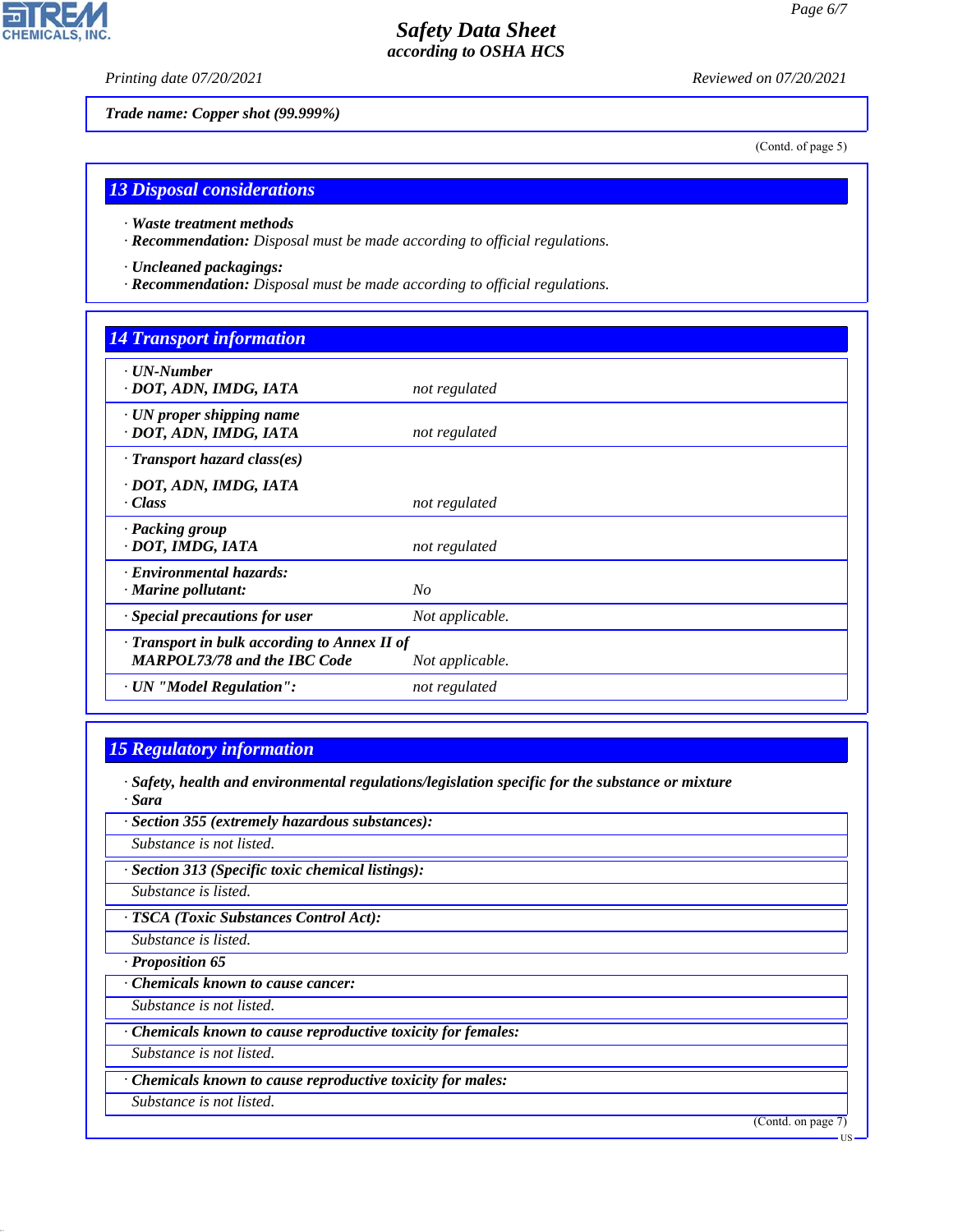Trade name: Copper shot (99.999%)

(Contd. of page 5)

## 13 Disposal considerations

· **Waste treatment methods**
· **Recommendation:** Disposal must be made according to official regulations.

· **Uncleaned packagings:**
· **Recommendation:** Disposal must be made according to official regulations.

## 14 Transport information

| | |
|---|---|
| · **UN-Number**<br>· **DOT, ADN, IMDG, IATA** | not regulated |
| · **UN proper shipping name**<br>· **DOT, ADN, IMDG, IATA** | not regulated |
| · **Transport hazard class(es)**<br>· **DOT, ADN, IMDG, IATA**<br>· **Class** | not regulated |
| · **Packing group**<br>· **DOT, IMDG, IATA** | not regulated |
| · **Environmental hazards:**<br>· **Marine pollutant:** | No |
| · **Special precautions for user** | Not applicable. |
| · **Transport in bulk according to Annex II of MARPOL73/78 and the IBC Code** | Not applicable. |
| · **UN "Model Regulation":** | not regulated |

## 15 Regulatory information

· **Safety, health and environmental regulations/legislation specific for the substance or mixture**
· **Sara**

· **Section 355 (extremely hazardous substances):**
Substance is not listed.

· **Section 313 (Specific toxic chemical listings):**
Substance is listed.

· **TSCA (Toxic Substances Control Act):**
Substance is listed.

· **Proposition 65**

· **Chemicals known to cause cancer:**
Substance is not listed.

· **Chemicals known to cause reproductive toxicity for females:**
Substance is not listed.

· **Chemicals known to cause reproductive toxicity for males:**
Substance is not listed.

(Contd. on page 7)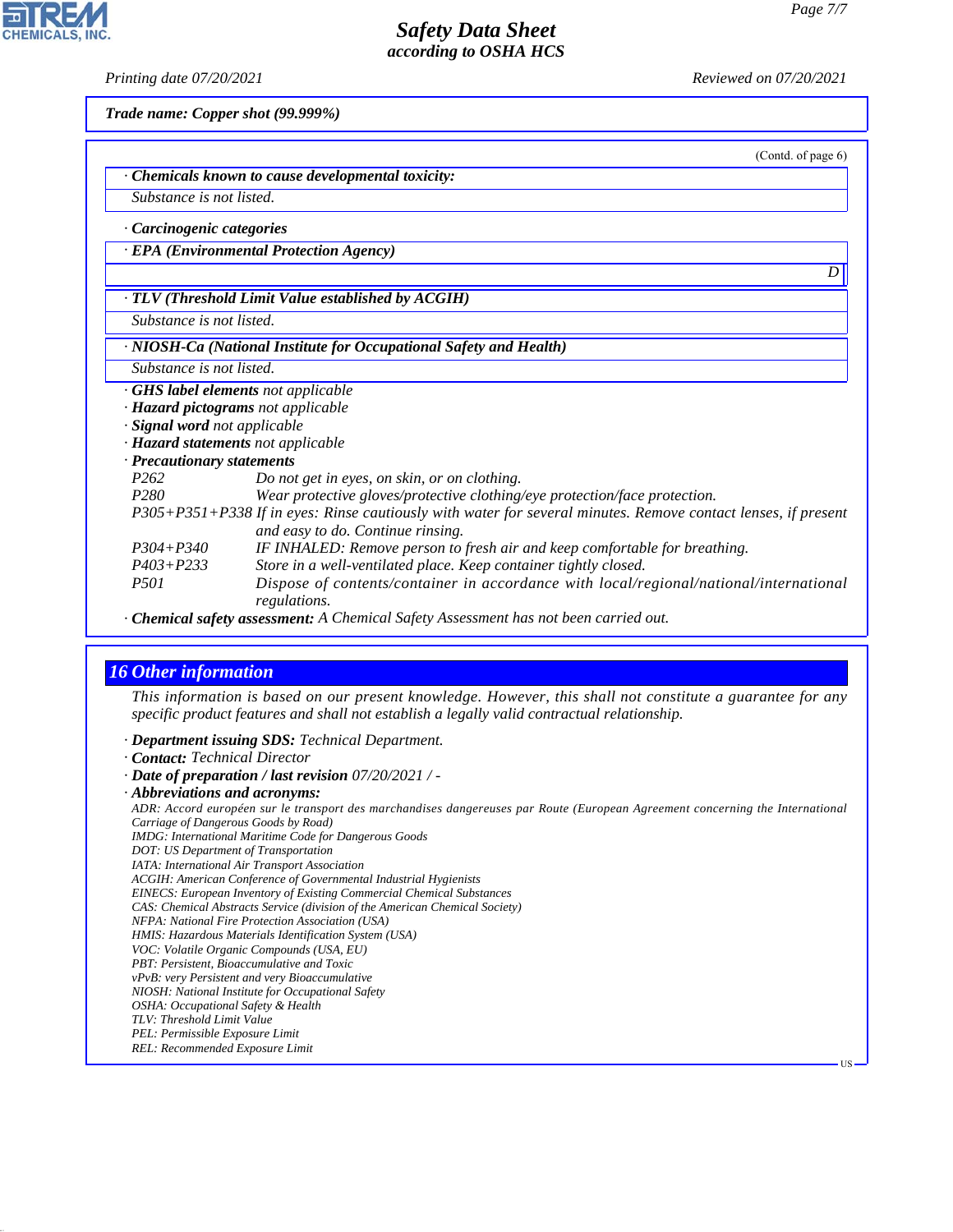Trade name: Copper shot (99.999%)

(Contd. of page 6)

· **Chemicals known to cause developmental toxicity:**

Substance is not listed.

· **Carcinogenic categories**

· **EPA (Environmental Protection Agency)**

D

· **TLV (Threshold Limit Value established by ACGIH)**

Substance is not listed.

· **NIOSH-Ca (National Institute for Occupational Safety and Health)**

Substance is not listed.

· **GHS label elements** not applicable
· **Hazard pictograms** not applicable
· **Signal word** not applicable
· **Hazard statements** not applicable
· **Precautionary statements**

| | |
|---|---|
| P262 | Do not get in eyes, on skin, or on clothing. |
| P280 | Wear protective gloves/protective clothing/eye protection/face protection. |
| P305+P351+P338 | If in eyes: Rinse cautiously with water for several minutes. Remove contact lenses, if present and easy to do. Continue rinsing. |
| P304+P340 | IF INHALED: Remove person to fresh air and keep comfortable for breathing. |
| P403+P233 | Store in a well-ventilated place. Keep container tightly closed. |
| P501 | Dispose of contents/container in accordance with local/regional/national/international regulations. |

· **Chemical safety assessment:** A Chemical Safety Assessment has not been carried out.

## 16 Other information

This information is based on our present knowledge. However, this shall not constitute a guarantee for any specific product features and shall not establish a legally valid contractual relationship.

· **Department issuing SDS:** Technical Department.
· **Contact:** Technical Director
· **Date of preparation / last revision** 07/20/2021 / -
· **Abbreviations and acronyms:**

ADR: Accord européen sur le transport des marchandises dangereuses par Route (European Agreement concerning the International Carriage of Dangerous Goods by Road)
IMDG: International Maritime Code for Dangerous Goods
DOT: US Department of Transportation
IATA: International Air Transport Association
ACGIH: American Conference of Governmental Industrial Hygienists
EINECS: European Inventory of Existing Commercial Chemical Substances
CAS: Chemical Abstracts Service (division of the American Chemical Society)
NFPA: National Fire Protection Association (USA)
HMIS: Hazardous Materials Identification System (USA)
VOC: Volatile Organic Compounds (USA, EU)
PBT: Persistent, Bioaccumulative and Toxic
vPvB: very Persistent and very Bioaccumulative
NIOSH: National Institute for Occupational Safety
OSHA: Occupational Safety & Health
TLV: Threshold Limit Value
PEL: Permissible Exposure Limit
REL: Recommended Exposure Limit